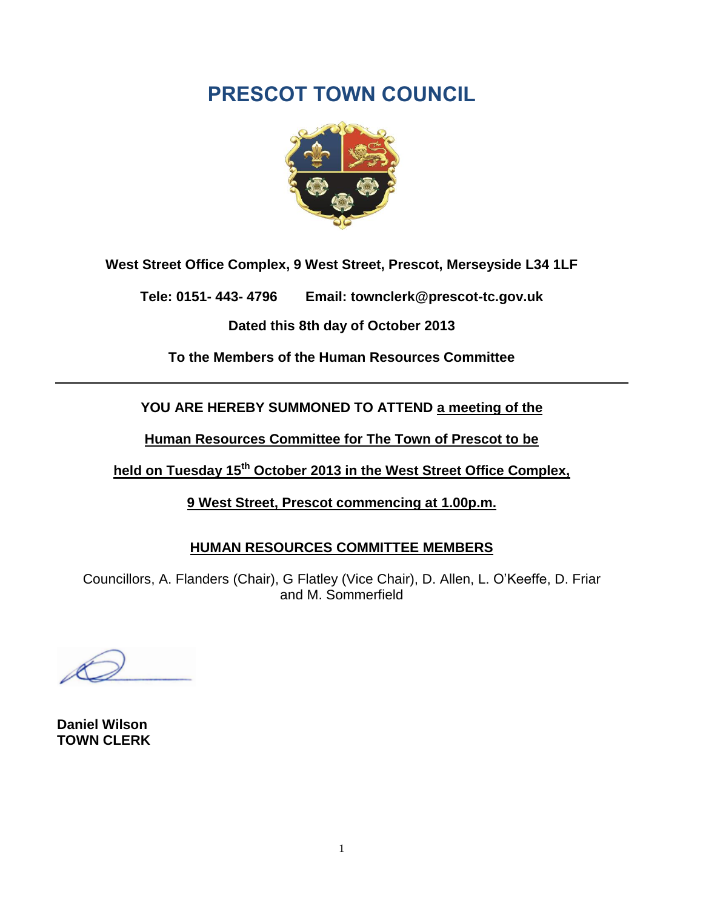# PRESCOT TOWN COUNCIL

**West Street Office Complex, 9 West Street, Prescot, Merseyside L34 1LF**

**Tele: 0151- 443- 4796 Email: townclerk@prescot-tc.gov.uk**

**Dated this 8th day of October 2013**

**To the Members of the Human Resources Committee**

---

**YOU ARE HEREBY SUMMONED TO ATTEND <u>a meeting of the Human Resources Committee for The Town of Prescot to be held on Tuesday 15th October 2013 in the West Street Office Complex, 9 West Street, Prescot commencing at 1.00p.m.</u>**

## HUMAN RESOURCES COMMITTEE MEMBERS

Councillors, A. Flanders (Chair), G Flatley (Vice Chair), D. Allen, L. O'Keeffe, D. Friar and M. Sommerfield

**Daniel Wilson**
**TOWN CLERK**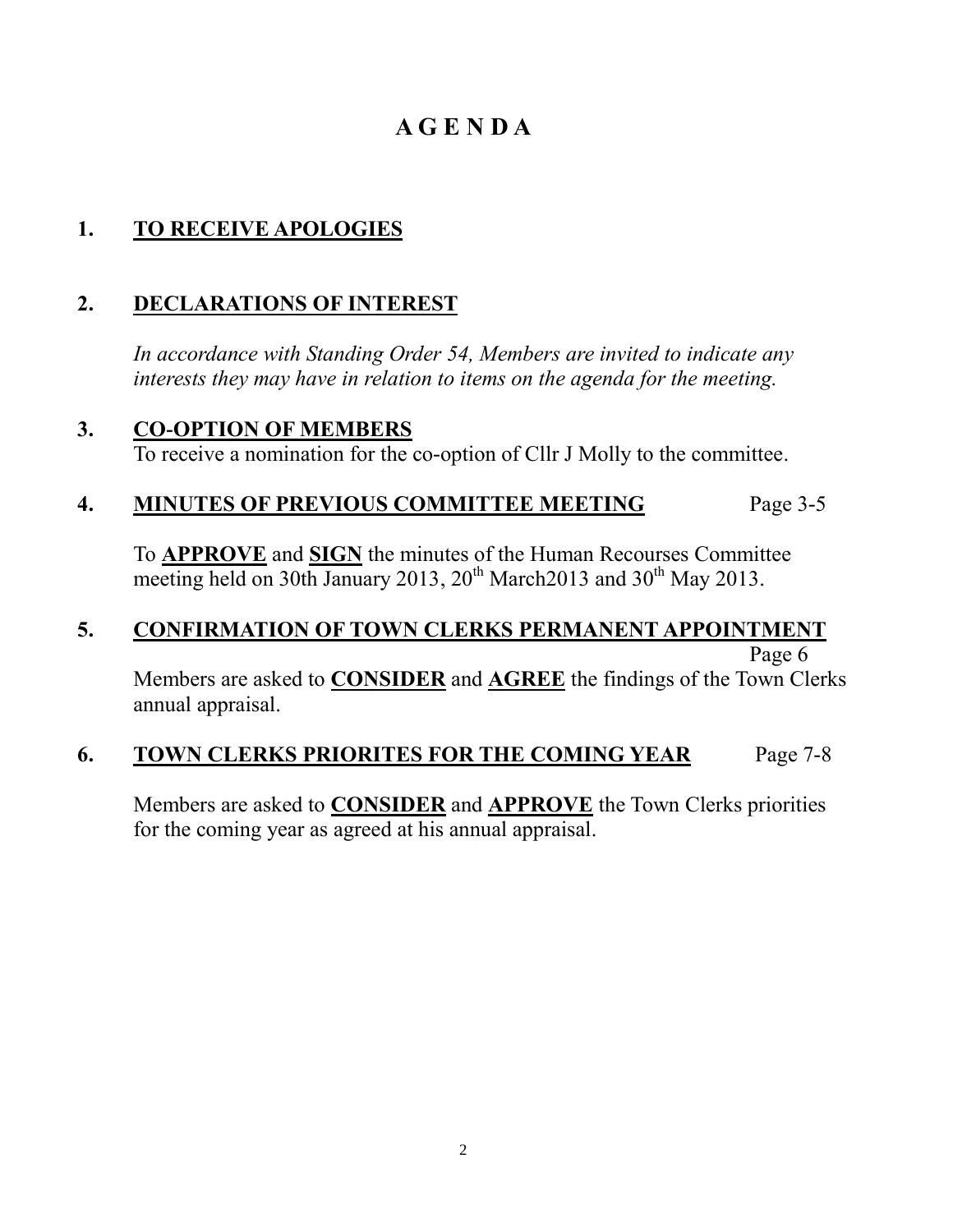# A G E N D A

## 1. TO RECEIVE APOLOGIES

## 2. DECLARATIONS OF INTEREST

*In accordance with Standing Order 54, Members are invited to indicate any interests they may have in relation to items on the agenda for the meeting.*

## 3. CO-OPTION OF MEMBERS

To receive a nomination for the co-option of Cllr J Molly to the committee.

## 4. MINUTES OF PREVIOUS COMMITTEE MEETING — Page 3-5

To **APPROVE** and **SIGN** the minutes of the Human Recourses Committee meeting held on 30th January 2013, 20th March2013 and 30th May 2013.

## 5. CONFIRMATION OF TOWN CLERKS PERMANENT APPOINTMENT — Page 6

Members are asked to **CONSIDER** and **AGREE** the findings of the Town Clerks annual appraisal.

## 6. TOWN CLERKS PRIORITES FOR THE COMING YEAR — Page 7-8

Members are asked to **CONSIDER** and **APPROVE** the Town Clerks priorities for the coming year as agreed at his annual appraisal.